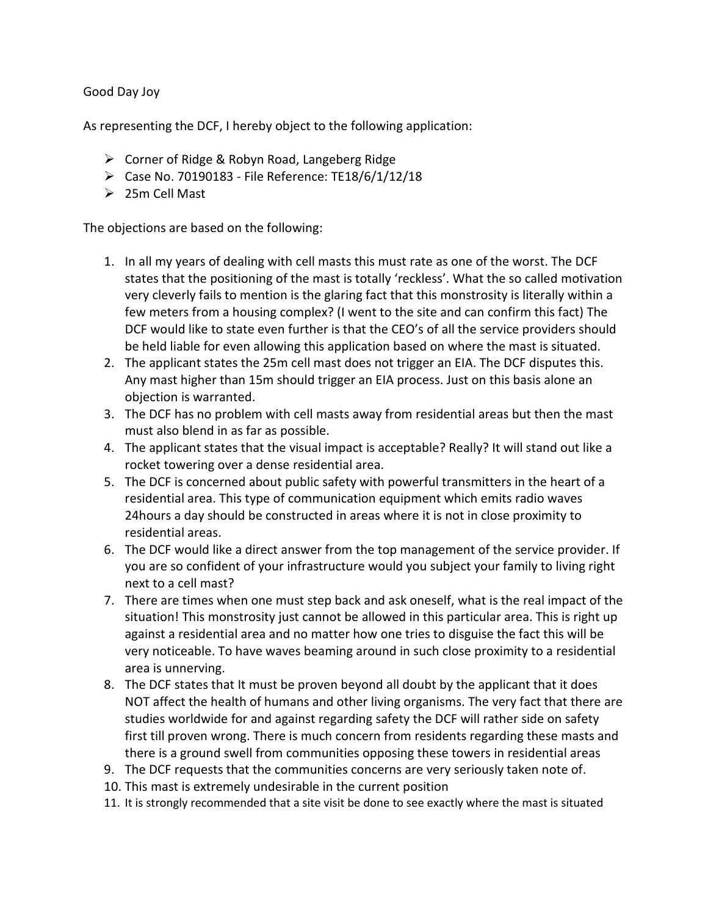Good Day Joy

As representing the DCF, I hereby object to the following application:

- Corner of Ridge & Robyn Road, Langeberg Ridge
- Case No. 70190183 - File Reference: TE18/6/1/12/18
- 25m Cell Mast

The objections are based on the following:

1. In all my years of dealing with cell masts this must rate as one of the worst. The DCF states that the positioning of the mast is totally 'reckless'. What the so called motivation very cleverly fails to mention is the glaring fact that this monstrosity is literally within a few meters from a housing complex? (I went to the site and can confirm this fact) The DCF would like to state even further is that the CEO's of all the service providers should be held liable for even allowing this application based on where the mast is situated.
2. The applicant states the 25m cell mast does not trigger an EIA. The DCF disputes this. Any mast higher than 15m should trigger an EIA process. Just on this basis alone an objection is warranted.
3. The DCF has no problem with cell masts away from residential areas but then the mast must also blend in as far as possible.
4. The applicant states that the visual impact is acceptable? Really? It will stand out like a rocket towering over a dense residential area.
5. The DCF is concerned about public safety with powerful transmitters in the heart of a residential area. This type of communication equipment which emits radio waves 24hours a day should be constructed in areas where it is not in close proximity to residential areas.
6. The DCF would like a direct answer from the top management of the service provider. If you are so confident of your infrastructure would you subject your family to living right next to a cell mast?
7. There are times when one must step back and ask oneself, what is the real impact of the situation! This monstrosity just cannot be allowed in this particular area. This is right up against a residential area and no matter how one tries to disguise the fact this will be very noticeable. To have waves beaming around in such close proximity to a residential area is unnerving.
8. The DCF states that It must be proven beyond all doubt by the applicant that it does NOT affect the health of humans and other living organisms. The very fact that there are studies worldwide for and against regarding safety the DCF will rather side on safety first till proven wrong. There is much concern from residents regarding these masts and there is a ground swell from communities opposing these towers in residential areas
9. The DCF requests that the communities concerns are very seriously taken note of.
10. This mast is extremely undesirable in the current position
11. It is strongly recommended that a site visit be done to see exactly where the mast is situated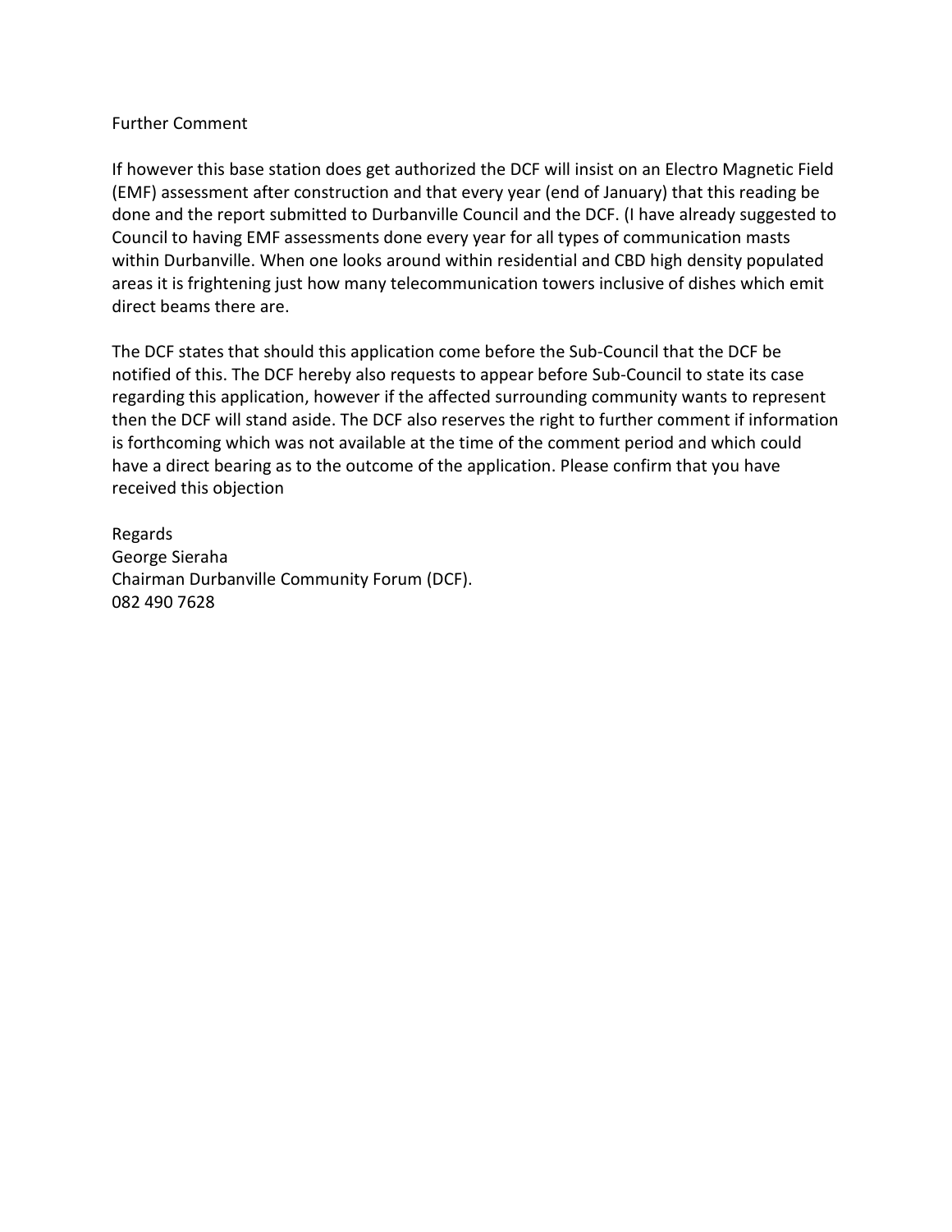Further Comment

If however this base station does get authorized the DCF will insist on an Electro Magnetic Field (EMF) assessment after construction and that every year (end of January) that this reading be done and the report submitted to Durbanville Council and the DCF. (I have already suggested to Council to having EMF assessments done every year for all types of communication masts within Durbanville. When one looks around within residential and CBD high density populated areas it is frightening just how many telecommunication towers inclusive of dishes which emit direct beams there are.

The DCF states that should this application come before the Sub-Council that the DCF be notified of this. The DCF hereby also requests to appear before Sub-Council to state its case regarding this application, however if the affected surrounding community wants to represent then the DCF will stand aside. The DCF also reserves the right to further comment if information is forthcoming which was not available at the time of the comment period and which could have a direct bearing as to the outcome of the application. Please confirm that you have received this objection

Regards
George Sieraha
Chairman Durbanville Community Forum (DCF).
082 490 7628